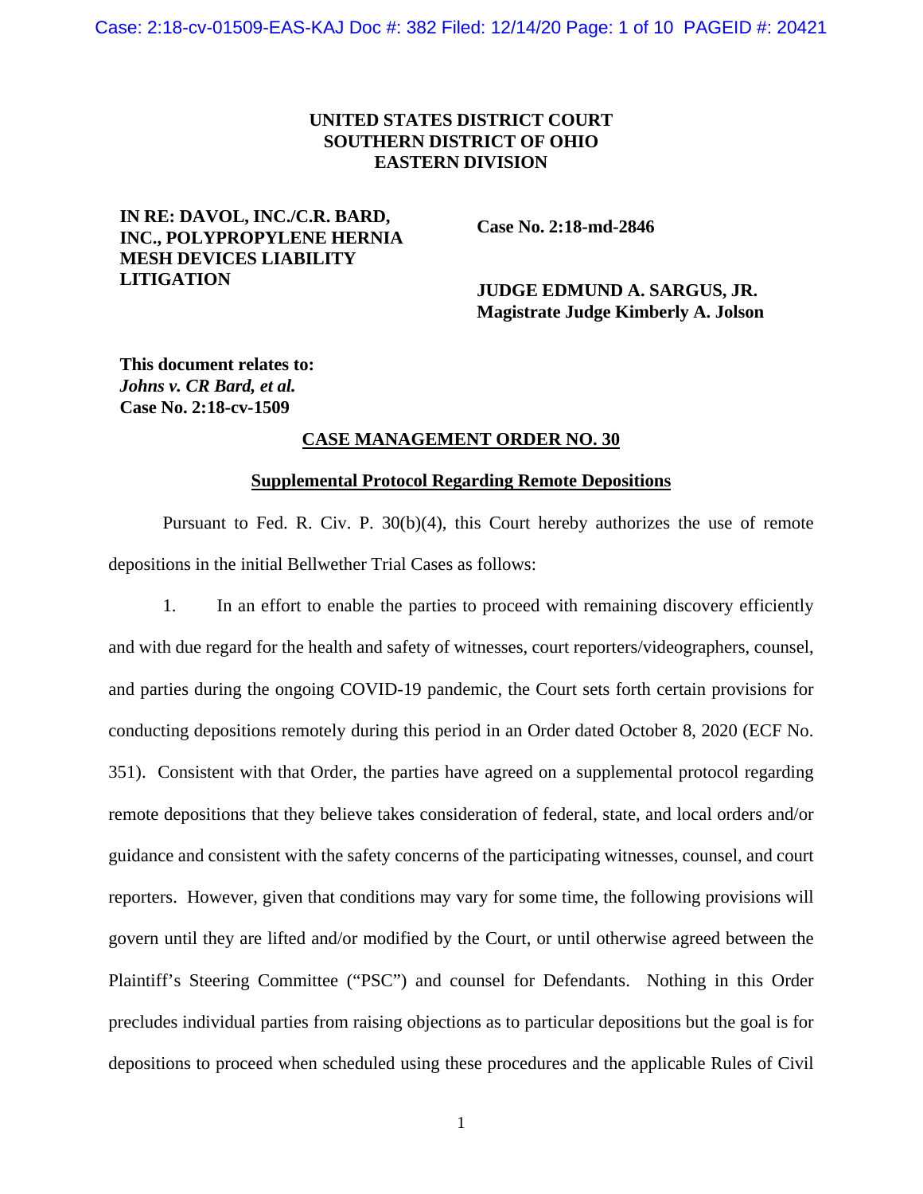**UNITED STATES DISTRICT COURT**
**SOUTHERN DISTRICT OF OHIO**
**EASTERN DIVISION**

**IN RE: DAVOL, INC./C.R. BARD, INC., POLYPROPYLENE HERNIA MESH DEVICES LIABILITY LITIGATION**

**Case No. 2:18-md-2846**

**JUDGE EDMUND A. SARGUS, JR.**
**Magistrate Judge Kimberly A. Jolson**

**This document relates to:**
***Johns v. CR Bard, et al.***
**Case No. 2:18-cv-1509**

**CASE MANAGEMENT ORDER NO. 30**

**Supplemental Protocol Regarding Remote Depositions**

Pursuant to Fed. R. Civ. P. 30(b)(4), this Court hereby authorizes the use of remote depositions in the initial Bellwether Trial Cases as follows:

1. In an effort to enable the parties to proceed with remaining discovery efficiently and with due regard for the health and safety of witnesses, court reporters/videographers, counsel, and parties during the ongoing COVID-19 pandemic, the Court sets forth certain provisions for conducting depositions remotely during this period in an Order dated October 8, 2020 (ECF No. 351). Consistent with that Order, the parties have agreed on a supplemental protocol regarding remote depositions that they believe takes consideration of federal, state, and local orders and/or guidance and consistent with the safety concerns of the participating witnesses, counsel, and court reporters. However, given that conditions may vary for some time, the following provisions will govern until they are lifted and/or modified by the Court, or until otherwise agreed between the Plaintiff's Steering Committee ("PSC") and counsel for Defendants. Nothing in this Order precludes individual parties from raising objections as to particular depositions but the goal is for depositions to proceed when scheduled using these procedures and the applicable Rules of Civil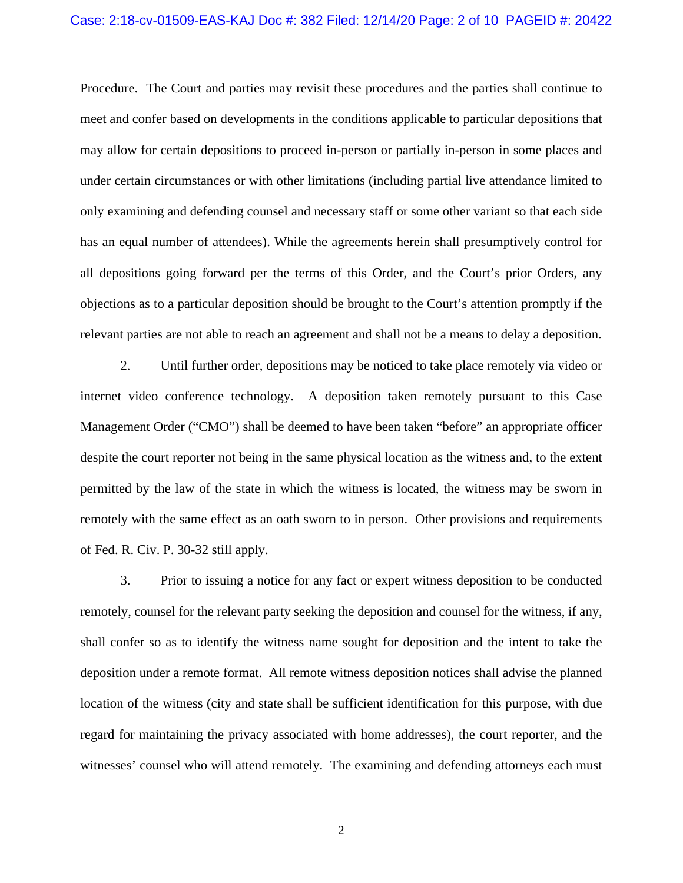Procedure. The Court and parties may revisit these procedures and the parties shall continue to meet and confer based on developments in the conditions applicable to particular depositions that may allow for certain depositions to proceed in-person or partially in-person in some places and under certain circumstances or with other limitations (including partial live attendance limited to only examining and defending counsel and necessary staff or some other variant so that each side has an equal number of attendees). While the agreements herein shall presumptively control for all depositions going forward per the terms of this Order, and the Court's prior Orders, any objections as to a particular deposition should be brought to the Court's attention promptly if the relevant parties are not able to reach an agreement and shall not be a means to delay a deposition.

2. Until further order, depositions may be noticed to take place remotely via video or internet video conference technology. A deposition taken remotely pursuant to this Case Management Order ("CMO") shall be deemed to have been taken "before" an appropriate officer despite the court reporter not being in the same physical location as the witness and, to the extent permitted by the law of the state in which the witness is located, the witness may be sworn in remotely with the same effect as an oath sworn to in person. Other provisions and requirements of Fed. R. Civ. P. 30-32 still apply.

3. Prior to issuing a notice for any fact or expert witness deposition to be conducted remotely, counsel for the relevant party seeking the deposition and counsel for the witness, if any, shall confer so as to identify the witness name sought for deposition and the intent to take the deposition under a remote format. All remote witness deposition notices shall advise the planned location of the witness (city and state shall be sufficient identification for this purpose, with due regard for maintaining the privacy associated with home addresses), the court reporter, and the witnesses' counsel who will attend remotely. The examining and defending attorneys each must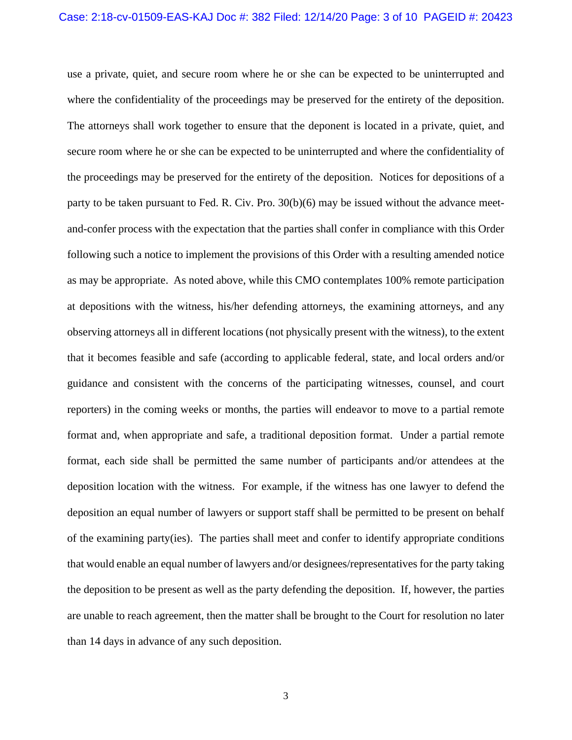use a private, quiet, and secure room where he or she can be expected to be uninterrupted and where the confidentiality of the proceedings may be preserved for the entirety of the deposition. The attorneys shall work together to ensure that the deponent is located in a private, quiet, and secure room where he or she can be expected to be uninterrupted and where the confidentiality of the proceedings may be preserved for the entirety of the deposition. Notices for depositions of a party to be taken pursuant to Fed. R. Civ. Pro. 30(b)(6) may be issued without the advance meet-and-confer process with the expectation that the parties shall confer in compliance with this Order following such a notice to implement the provisions of this Order with a resulting amended notice as may be appropriate. As noted above, while this CMO contemplates 100% remote participation at depositions with the witness, his/her defending attorneys, the examining attorneys, and any observing attorneys all in different locations (not physically present with the witness), to the extent that it becomes feasible and safe (according to applicable federal, state, and local orders and/or guidance and consistent with the concerns of the participating witnesses, counsel, and court reporters) in the coming weeks or months, the parties will endeavor to move to a partial remote format and, when appropriate and safe, a traditional deposition format. Under a partial remote format, each side shall be permitted the same number of participants and/or attendees at the deposition location with the witness. For example, if the witness has one lawyer to defend the deposition an equal number of lawyers or support staff shall be permitted to be present on behalf of the examining party(ies). The parties shall meet and confer to identify appropriate conditions that would enable an equal number of lawyers and/or designees/representatives for the party taking the deposition to be present as well as the party defending the deposition. If, however, the parties are unable to reach agreement, then the matter shall be brought to the Court for resolution no later than 14 days in advance of any such deposition.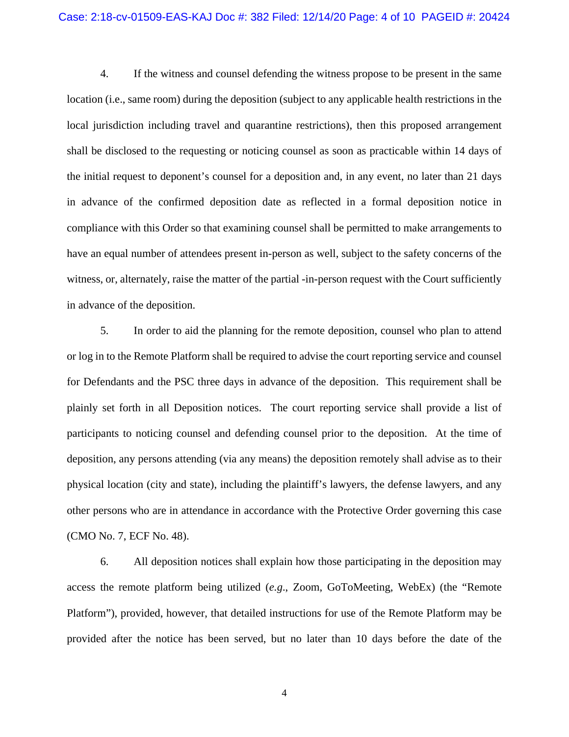4. If the witness and counsel defending the witness propose to be present in the same location (i.e., same room) during the deposition (subject to any applicable health restrictions in the local jurisdiction including travel and quarantine restrictions), then this proposed arrangement shall be disclosed to the requesting or noticing counsel as soon as practicable within 14 days of the initial request to deponent's counsel for a deposition and, in any event, no later than 21 days in advance of the confirmed deposition date as reflected in a formal deposition notice in compliance with this Order so that examining counsel shall be permitted to make arrangements to have an equal number of attendees present in-person as well, subject to the safety concerns of the witness, or, alternately, raise the matter of the partial -in-person request with the Court sufficiently in advance of the deposition.

5. In order to aid the planning for the remote deposition, counsel who plan to attend or log in to the Remote Platform shall be required to advise the court reporting service and counsel for Defendants and the PSC three days in advance of the deposition. This requirement shall be plainly set forth in all Deposition notices. The court reporting service shall provide a list of participants to noticing counsel and defending counsel prior to the deposition. At the time of deposition, any persons attending (via any means) the deposition remotely shall advise as to their physical location (city and state), including the plaintiff's lawyers, the defense lawyers, and any other persons who are in attendance in accordance with the Protective Order governing this case (CMO No. 7, ECF No. 48).

6. All deposition notices shall explain how those participating in the deposition may access the remote platform being utilized (*e.g.*, Zoom, GoToMeeting, WebEx) (the "Remote Platform"), provided, however, that detailed instructions for use of the Remote Platform may be provided after the notice has been served, but no later than 10 days before the date of the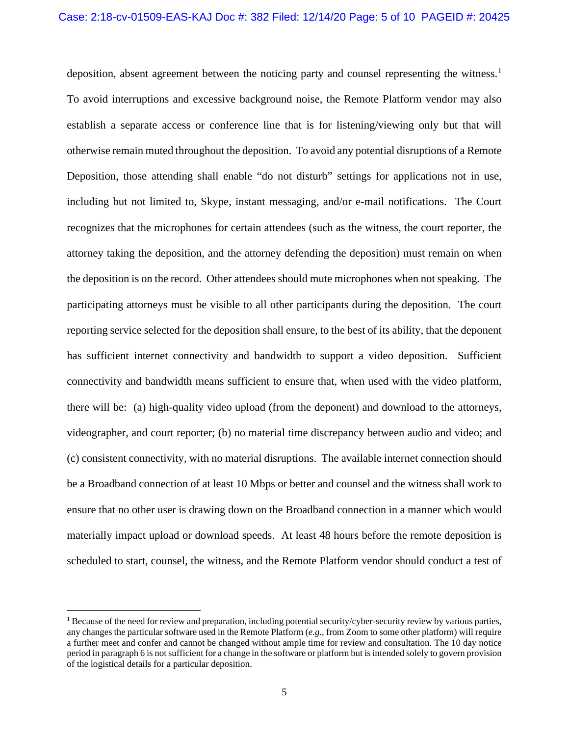deposition, absent agreement between the noticing party and counsel representing the witness.[1] To avoid interruptions and excessive background noise, the Remote Platform vendor may also establish a separate access or conference line that is for listening/viewing only but that will otherwise remain muted throughout the deposition. To avoid any potential disruptions of a Remote Deposition, those attending shall enable "do not disturb" settings for applications not in use, including but not limited to, Skype, instant messaging, and/or e-mail notifications. The Court recognizes that the microphones for certain attendees (such as the witness, the court reporter, the attorney taking the deposition, and the attorney defending the deposition) must remain on when the deposition is on the record. Other attendees should mute microphones when not speaking. The participating attorneys must be visible to all other participants during the deposition. The court reporting service selected for the deposition shall ensure, to the best of its ability, that the deponent has sufficient internet connectivity and bandwidth to support a video deposition. Sufficient connectivity and bandwidth means sufficient to ensure that, when used with the video platform, there will be: (a) high-quality video upload (from the deponent) and download to the attorneys, videographer, and court reporter; (b) no material time discrepancy between audio and video; and (c) consistent connectivity, with no material disruptions. The available internet connection should be a Broadband connection of at least 10 Mbps or better and counsel and the witness shall work to ensure that no other user is drawing down on the Broadband connection in a manner which would materially impact upload or download speeds. At least 48 hours before the remote deposition is scheduled to start, counsel, the witness, and the Remote Platform vendor should conduct a test of

---

[1] Because of the need for review and preparation, including potential security/cyber-security review by various parties, any changes the particular software used in the Remote Platform (*e.g*., from Zoom to some other platform) will require a further meet and confer and cannot be changed without ample time for review and consultation. The 10 day notice period in paragraph 6 is not sufficient for a change in the software or platform but is intended solely to govern provision of the logistical details for a particular deposition.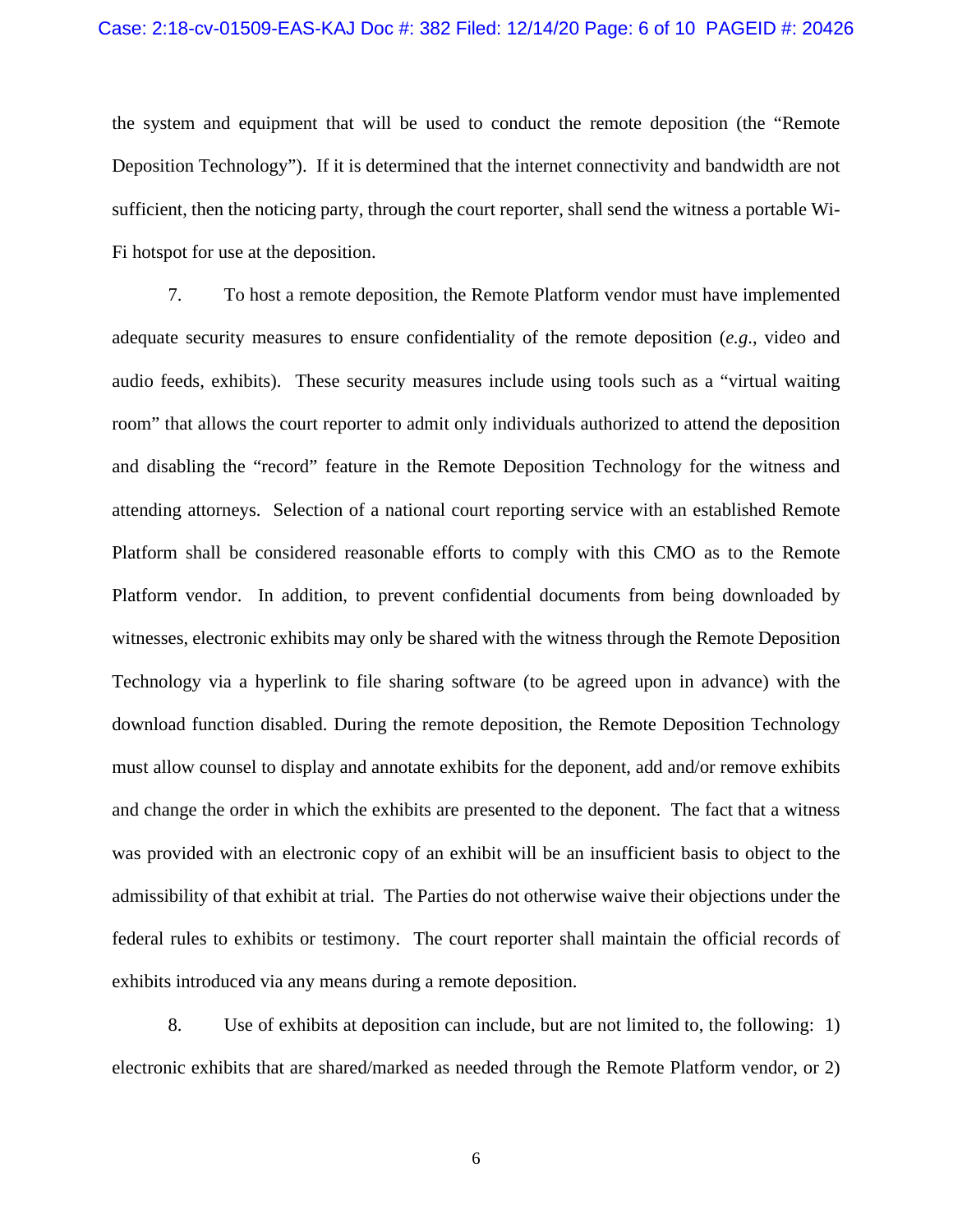the system and equipment that will be used to conduct the remote deposition (the "Remote Deposition Technology"). If it is determined that the internet connectivity and bandwidth are not sufficient, then the noticing party, through the court reporter, shall send the witness a portable Wi-Fi hotspot for use at the deposition.

7. To host a remote deposition, the Remote Platform vendor must have implemented adequate security measures to ensure confidentiality of the remote deposition (*e.g.*, video and audio feeds, exhibits). These security measures include using tools such as a "virtual waiting room" that allows the court reporter to admit only individuals authorized to attend the deposition and disabling the "record" feature in the Remote Deposition Technology for the witness and attending attorneys. Selection of a national court reporting service with an established Remote Platform shall be considered reasonable efforts to comply with this CMO as to the Remote Platform vendor. In addition, to prevent confidential documents from being downloaded by witnesses, electronic exhibits may only be shared with the witness through the Remote Deposition Technology via a hyperlink to file sharing software (to be agreed upon in advance) with the download function disabled. During the remote deposition, the Remote Deposition Technology must allow counsel to display and annotate exhibits for the deponent, add and/or remove exhibits and change the order in which the exhibits are presented to the deponent. The fact that a witness was provided with an electronic copy of an exhibit will be an insufficient basis to object to the admissibility of that exhibit at trial. The Parties do not otherwise waive their objections under the federal rules to exhibits or testimony. The court reporter shall maintain the official records of exhibits introduced via any means during a remote deposition.

8. Use of exhibits at deposition can include, but are not limited to, the following: 1) electronic exhibits that are shared/marked as needed through the Remote Platform vendor, or 2)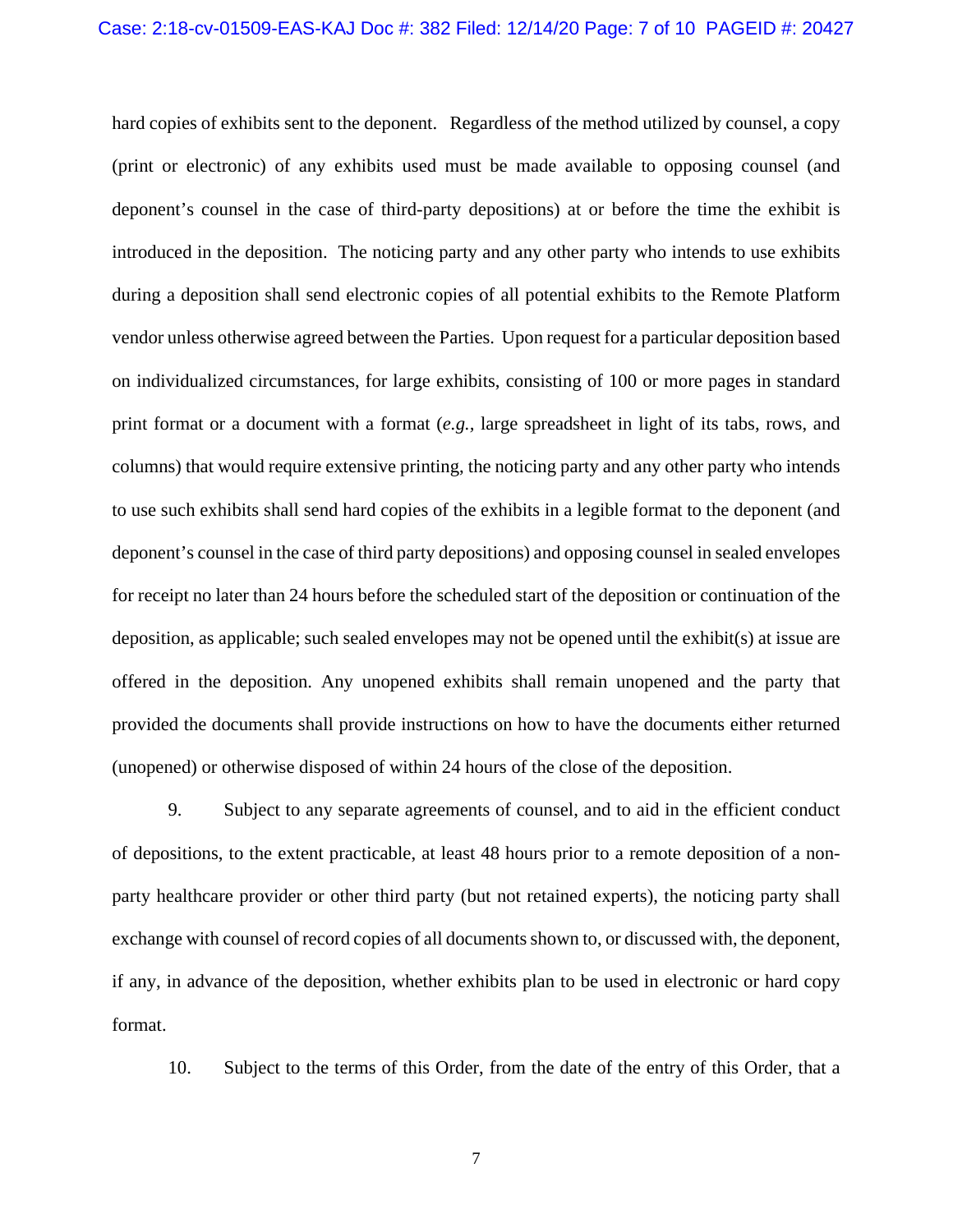hard copies of exhibits sent to the deponent. Regardless of the method utilized by counsel, a copy (print or electronic) of any exhibits used must be made available to opposing counsel (and deponent's counsel in the case of third-party depositions) at or before the time the exhibit is introduced in the deposition. The noticing party and any other party who intends to use exhibits during a deposition shall send electronic copies of all potential exhibits to the Remote Platform vendor unless otherwise agreed between the Parties. Upon request for a particular deposition based on individualized circumstances, for large exhibits, consisting of 100 or more pages in standard print format or a document with a format (*e.g.,* large spreadsheet in light of its tabs, rows, and columns) that would require extensive printing, the noticing party and any other party who intends to use such exhibits shall send hard copies of the exhibits in a legible format to the deponent (and deponent's counsel in the case of third party depositions) and opposing counsel in sealed envelopes for receipt no later than 24 hours before the scheduled start of the deposition or continuation of the deposition, as applicable; such sealed envelopes may not be opened until the exhibit(s) at issue are offered in the deposition. Any unopened exhibits shall remain unopened and the party that provided the documents shall provide instructions on how to have the documents either returned (unopened) or otherwise disposed of within 24 hours of the close of the deposition.

9. Subject to any separate agreements of counsel, and to aid in the efficient conduct of depositions, to the extent practicable, at least 48 hours prior to a remote deposition of a non-party healthcare provider or other third party (but not retained experts), the noticing party shall exchange with counsel of record copies of all documents shown to, or discussed with, the deponent, if any, in advance of the deposition, whether exhibits plan to be used in electronic or hard copy format.

10. Subject to the terms of this Order, from the date of the entry of this Order, that a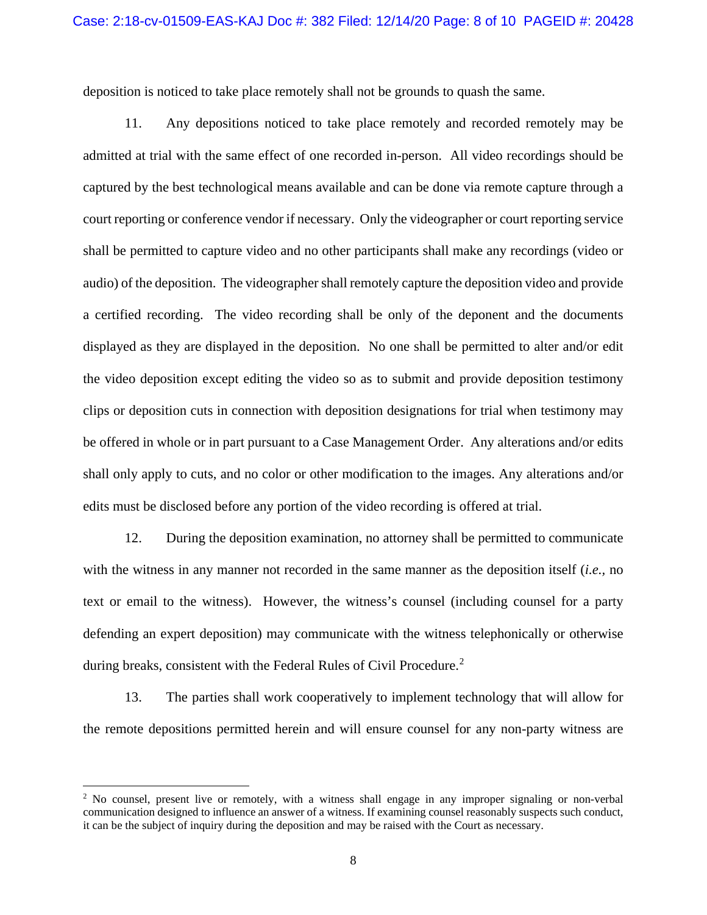deposition is noticed to take place remotely shall not be grounds to quash the same.

11. Any depositions noticed to take place remotely and recorded remotely may be admitted at trial with the same effect of one recorded in-person. All video recordings should be captured by the best technological means available and can be done via remote capture through a court reporting or conference vendor if necessary. Only the videographer or court reporting service shall be permitted to capture video and no other participants shall make any recordings (video or audio) of the deposition. The videographer shall remotely capture the deposition video and provide a certified recording. The video recording shall be only of the deponent and the documents displayed as they are displayed in the deposition. No one shall be permitted to alter and/or edit the video deposition except editing the video so as to submit and provide deposition testimony clips or deposition cuts in connection with deposition designations for trial when testimony may be offered in whole or in part pursuant to a Case Management Order. Any alterations and/or edits shall only apply to cuts, and no color or other modification to the images. Any alterations and/or edits must be disclosed before any portion of the video recording is offered at trial.

12. During the deposition examination, no attorney shall be permitted to communicate with the witness in any manner not recorded in the same manner as the deposition itself (*i.e.*, no text or email to the witness). However, the witness's counsel (including counsel for a party defending an expert deposition) may communicate with the witness telephonically or otherwise during breaks, consistent with the Federal Rules of Civil Procedure.[2]

13. The parties shall work cooperatively to implement technology that will allow for the remote depositions permitted herein and will ensure counsel for any non-party witness are

---

[2] No counsel, present live or remotely, with a witness shall engage in any improper signaling or non-verbal communication designed to influence an answer of a witness. If examining counsel reasonably suspects such conduct, it can be the subject of inquiry during the deposition and may be raised with the Court as necessary.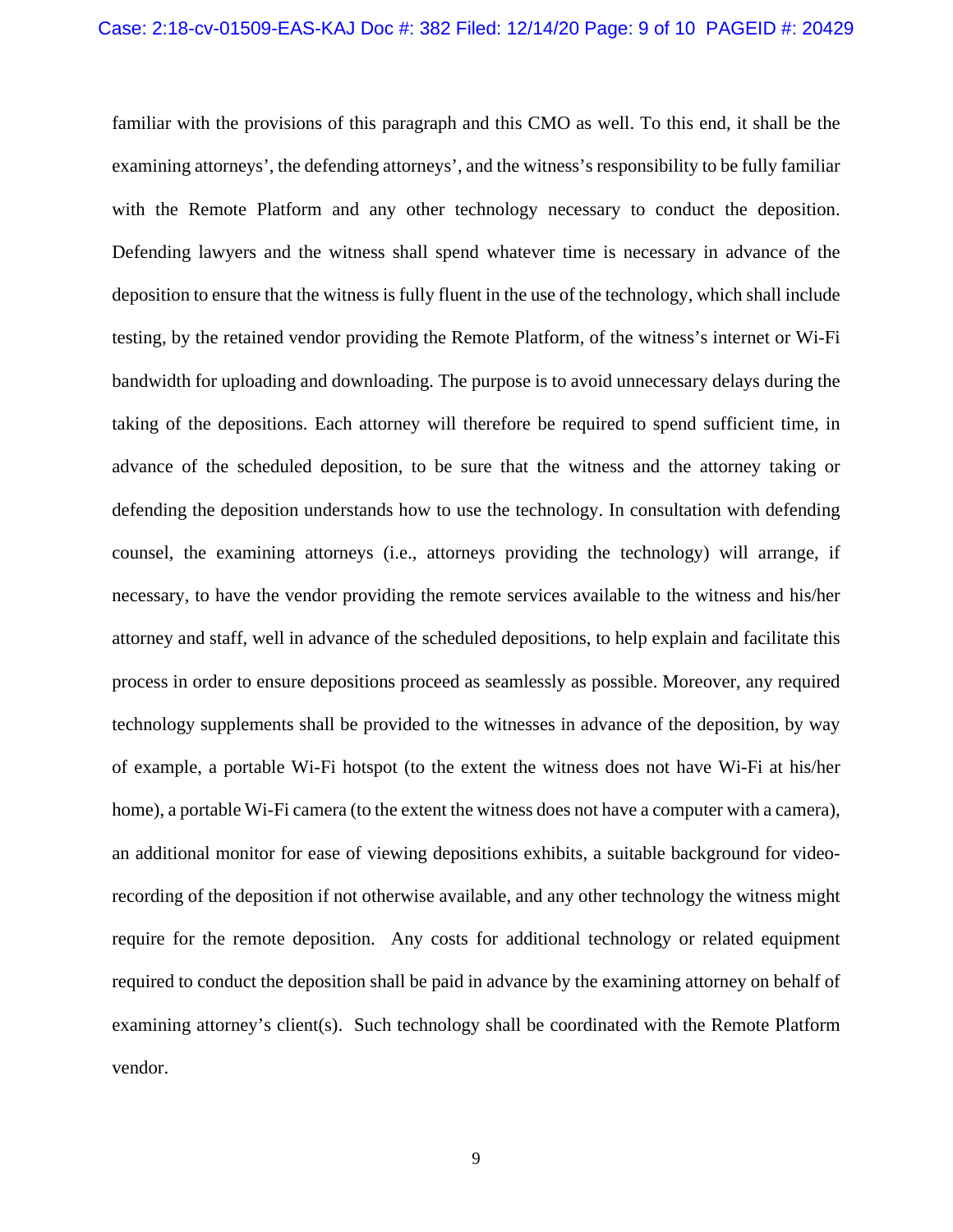familiar with the provisions of this paragraph and this CMO as well. To this end, it shall be the examining attorneys', the defending attorneys', and the witness's responsibility to be fully familiar with the Remote Platform and any other technology necessary to conduct the deposition. Defending lawyers and the witness shall spend whatever time is necessary in advance of the deposition to ensure that the witness is fully fluent in the use of the technology, which shall include testing, by the retained vendor providing the Remote Platform, of the witness's internet or Wi-Fi bandwidth for uploading and downloading. The purpose is to avoid unnecessary delays during the taking of the depositions. Each attorney will therefore be required to spend sufficient time, in advance of the scheduled deposition, to be sure that the witness and the attorney taking or defending the deposition understands how to use the technology. In consultation with defending counsel, the examining attorneys (i.e., attorneys providing the technology) will arrange, if necessary, to have the vendor providing the remote services available to the witness and his/her attorney and staff, well in advance of the scheduled depositions, to help explain and facilitate this process in order to ensure depositions proceed as seamlessly as possible. Moreover, any required technology supplements shall be provided to the witnesses in advance of the deposition, by way of example, a portable Wi-Fi hotspot (to the extent the witness does not have Wi-Fi at his/her home), a portable Wi-Fi camera (to the extent the witness does not have a computer with a camera), an additional monitor for ease of viewing depositions exhibits, a suitable background for video-recording of the deposition if not otherwise available, and any other technology the witness might require for the remote deposition. Any costs for additional technology or related equipment required to conduct the deposition shall be paid in advance by the examining attorney on behalf of examining attorney's client(s). Such technology shall be coordinated with the Remote Platform vendor.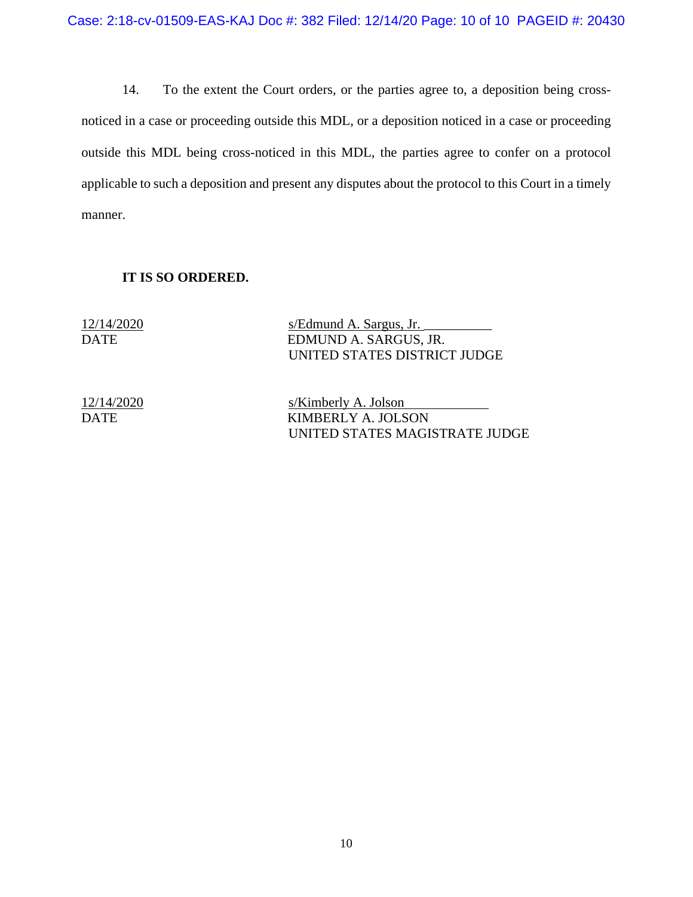14. To the extent the Court orders, or the parties agree to, a deposition being cross-noticed in a case or proceeding outside this MDL, or a deposition noticed in a case or proceeding outside this MDL being cross-noticed in this MDL, the parties agree to confer on a protocol applicable to such a deposition and present any disputes about the protocol to this Court in a timely manner.

**IT IS SO ORDERED.**

12/14/2020
DATE

s/Edmund A. Sargus, Jr.
EDMUND A. SARGUS, JR.
UNITED STATES DISTRICT JUDGE

12/14/2020
DATE

s/Kimberly A. Jolson
KIMBERLY A. JOLSON
UNITED STATES MAGISTRATE JUDGE